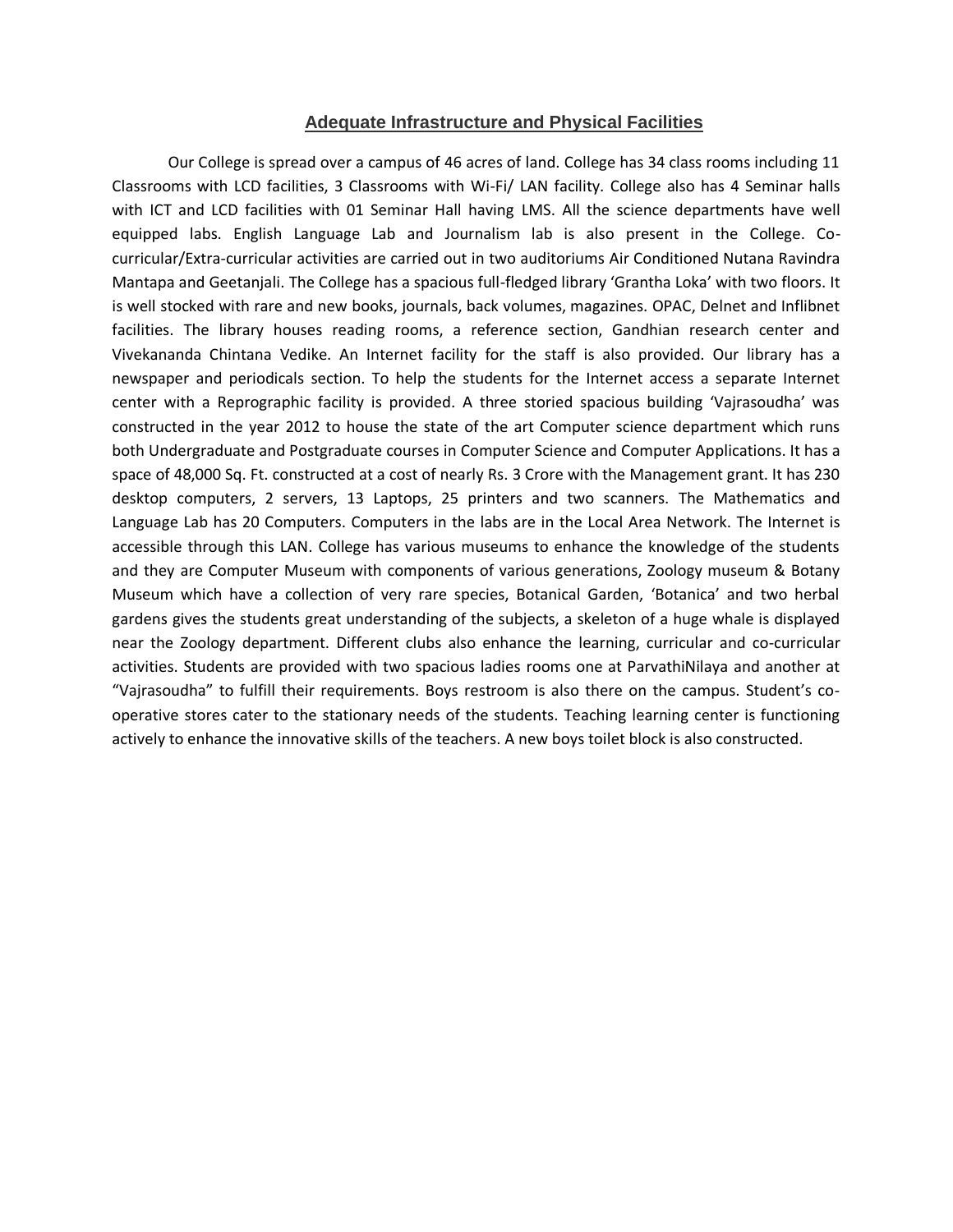# Adequate Infrastructure and Physical Facilities

Our College is spread over a campus of 46 acres of land. College has 34 class rooms including 11 Classrooms with LCD facilities, 3 Classrooms with Wi-Fi/ LAN facility. College also has 4 Seminar halls with ICT and LCD facilities with 01 Seminar Hall having LMS. All the science departments have well equipped labs. English Language Lab and Journalism lab is also present in the College. Co-curricular/Extra-curricular activities are carried out in two auditoriums Air Conditioned Nutana Ravindra Mantapa and Geetanjali. The College has a spacious full-fledged library 'Grantha Loka' with two floors. It is well stocked with rare and new books, journals, back volumes, magazines. OPAC, Delnet and Inflibnet facilities. The library houses reading rooms, a reference section, Gandhian research center and Vivekananda Chintana Vedike. An Internet facility for the staff is also provided. Our library has a newspaper and periodicals section. To help the students for the Internet access a separate Internet center with a Reprographic facility is provided. A three storied spacious building 'Vajrasoudha' was constructed in the year 2012 to house the state of the art Computer science department which runs both Undergraduate and Postgraduate courses in Computer Science and Computer Applications. It has a space of 48,000 Sq. Ft. constructed at a cost of nearly Rs. 3 Crore with the Management grant. It has 230 desktop computers, 2 servers, 13 Laptops, 25 printers and two scanners. The Mathematics and Language Lab has 20 Computers. Computers in the labs are in the Local Area Network. The Internet is accessible through this LAN. College has various museums to enhance the knowledge of the students and they are Computer Museum with components of various generations, Zoology museum & Botany Museum which have a collection of very rare species, Botanical Garden, 'Botanica' and two herbal gardens gives the students great understanding of the subjects, a skeleton of a huge whale is displayed near the Zoology department. Different clubs also enhance the learning, curricular and co-curricular activities. Students are provided with two spacious ladies rooms one at ParvathiNilaya and another at "Vajrasoudha" to fulfill their requirements. Boys restroom is also there on the campus. Student's co-operative stores cater to the stationary needs of the students. Teaching learning center is functioning actively to enhance the innovative skills of the teachers. A new boys toilet block is also constructed.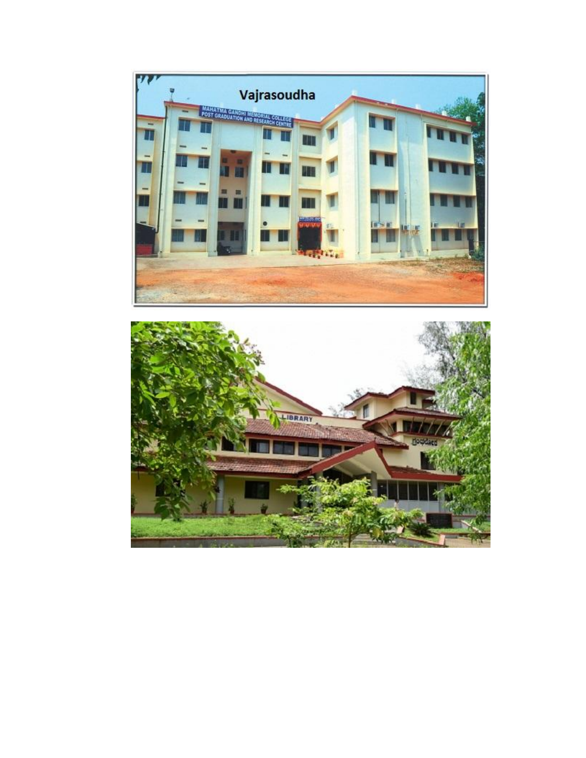Vajrasoudha